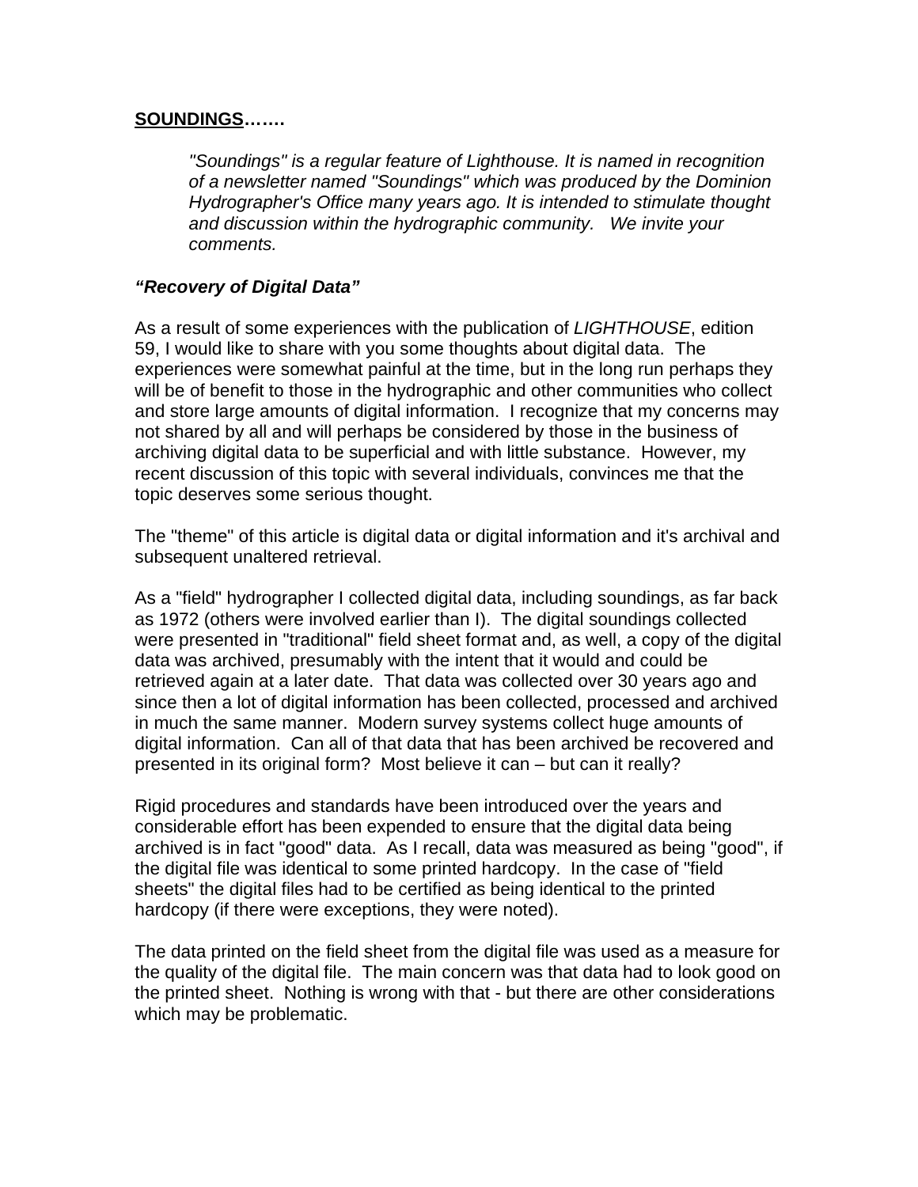**<u>SOUNDINGS</u>…….**

> *"Soundings" is a regular feature of Lighthouse. It is named in recognition of a newsletter named "Soundings" which was produced by the Dominion Hydrographer's Office many years ago. It is intended to stimulate thought and discussion within the hydrographic community. We invite your comments.*

***"Recovery of Digital Data"***

As a result of some experiences with the publication of *LIGHTHOUSE*, edition 59, I would like to share with you some thoughts about digital data. The experiences were somewhat painful at the time, but in the long run perhaps they will be of benefit to those in the hydrographic and other communities who collect and store large amounts of digital information. I recognize that my concerns may not shared by all and will perhaps be considered by those in the business of archiving digital data to be superficial and with little substance. However, my recent discussion of this topic with several individuals, convinces me that the topic deserves some serious thought.

The "theme" of this article is digital data or digital information and it's archival and subsequent unaltered retrieval.

As a "field" hydrographer I collected digital data, including soundings, as far back as 1972 (others were involved earlier than I). The digital soundings collected were presented in "traditional" field sheet format and, as well, a copy of the digital data was archived, presumably with the intent that it would and could be retrieved again at a later date. That data was collected over 30 years ago and since then a lot of digital information has been collected, processed and archived in much the same manner. Modern survey systems collect huge amounts of digital information. Can all of that data that has been archived be recovered and presented in its original form? Most believe it can – but can it really?

Rigid procedures and standards have been introduced over the years and considerable effort has been expended to ensure that the digital data being archived is in fact "good" data. As I recall, data was measured as being "good", if the digital file was identical to some printed hardcopy. In the case of "field sheets" the digital files had to be certified as being identical to the printed hardcopy (if there were exceptions, they were noted).

The data printed on the field sheet from the digital file was used as a measure for the quality of the digital file. The main concern was that data had to look good on the printed sheet. Nothing is wrong with that - but there are other considerations which may be problematic.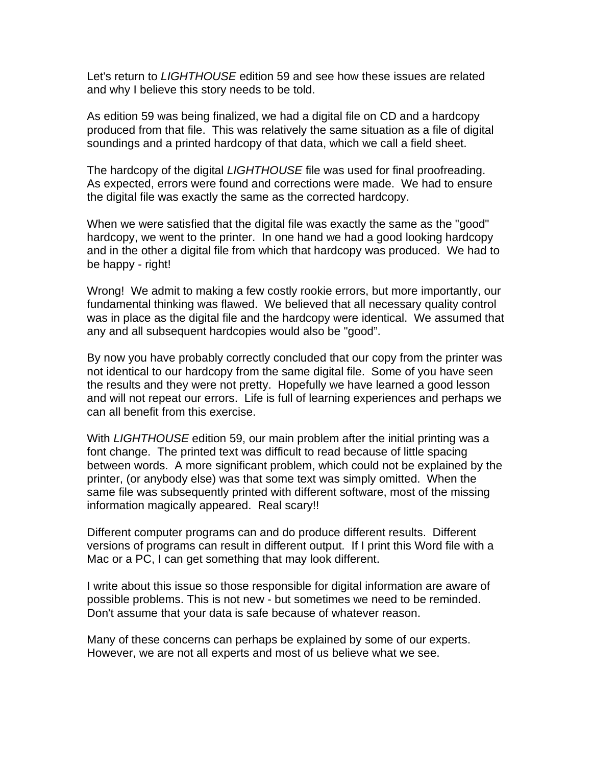Let's return to *LIGHTHOUSE* edition 59 and see how these issues are related and why I believe this story needs to be told.

As edition 59 was being finalized, we had a digital file on CD and a hardcopy produced from that file. This was relatively the same situation as a file of digital soundings and a printed hardcopy of that data, which we call a field sheet.

The hardcopy of the digital *LIGHTHOUSE* file was used for final proofreading. As expected, errors were found and corrections were made. We had to ensure the digital file was exactly the same as the corrected hardcopy.

When we were satisfied that the digital file was exactly the same as the "good" hardcopy, we went to the printer. In one hand we had a good looking hardcopy and in the other a digital file from which that hardcopy was produced. We had to be happy - right!

Wrong! We admit to making a few costly rookie errors, but more importantly, our fundamental thinking was flawed. We believed that all necessary quality control was in place as the digital file and the hardcopy were identical. We assumed that any and all subsequent hardcopies would also be "good".

By now you have probably correctly concluded that our copy from the printer was not identical to our hardcopy from the same digital file. Some of you have seen the results and they were not pretty. Hopefully we have learned a good lesson and will not repeat our errors. Life is full of learning experiences and perhaps we can all benefit from this exercise.

With *LIGHTHOUSE* edition 59, our main problem after the initial printing was a font change. The printed text was difficult to read because of little spacing between words. A more significant problem, which could not be explained by the printer, (or anybody else) was that some text was simply omitted. When the same file was subsequently printed with different software, most of the missing information magically appeared. Real scary!!

Different computer programs can and do produce different results. Different versions of programs can result in different output. If I print this Word file with a Mac or a PC, I can get something that may look different.

I write about this issue so those responsible for digital information are aware of possible problems. This is not new - but sometimes we need to be reminded. Don't assume that your data is safe because of whatever reason.

Many of these concerns can perhaps be explained by some of our experts. However, we are not all experts and most of us believe what we see.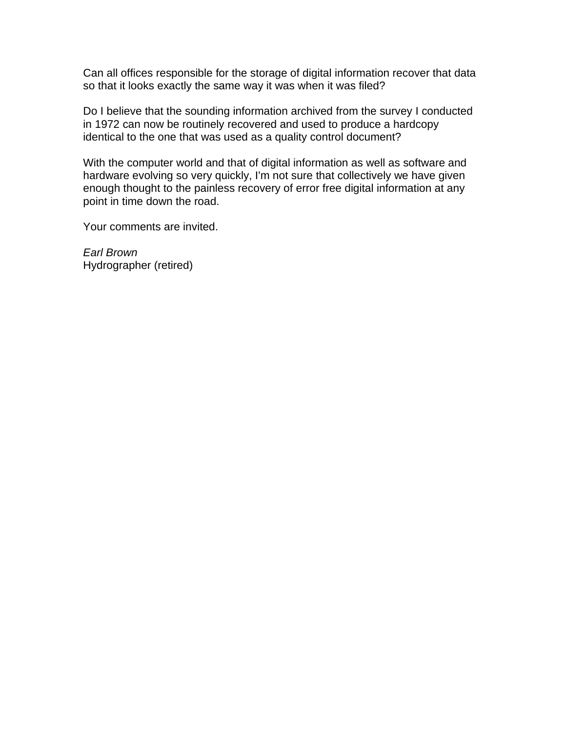Can all offices responsible for the storage of digital information recover that data so that it looks exactly the same way it was when it was filed?

Do I believe that the sounding information archived from the survey I conducted in 1972 can now be routinely recovered and used to produce a hardcopy identical to the one that was used as a quality control document?

With the computer world and that of digital information as well as software and hardware evolving so very quickly, I'm not sure that collectively we have given enough thought to the painless recovery of error free digital information at any point in time down the road.

Your comments are invited.

*Earl Brown*
Hydrographer (retired)